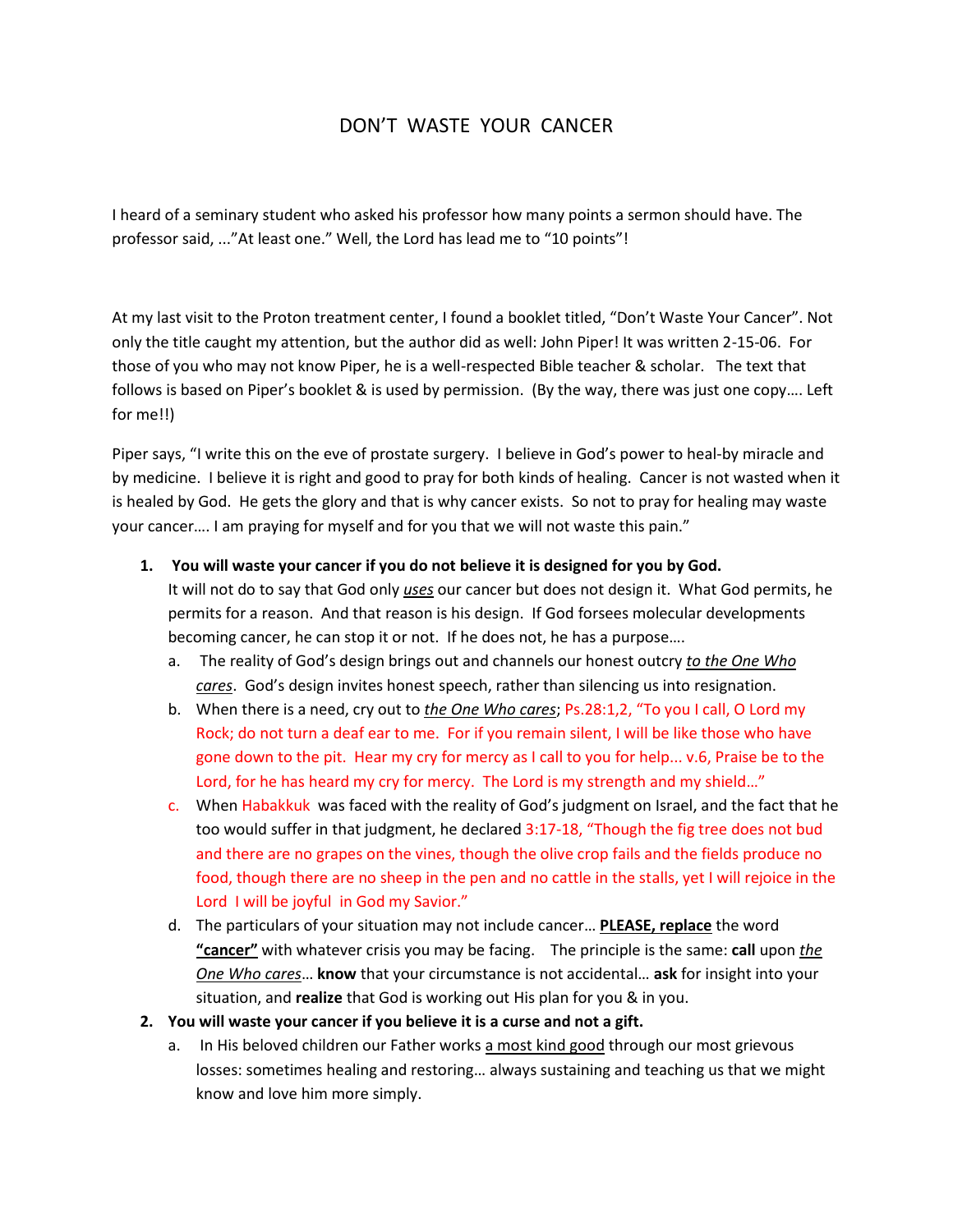# DON'T WASTE YOUR CANCER

I heard of a seminary student who asked his professor how many points a sermon should have. The professor said, ..."At least one." Well, the Lord has lead me to "10 points"!

At my last visit to the Proton treatment center, I found a booklet titled, "Don't Waste Your Cancer". Not only the title caught my attention, but the author did as well: John Piper! It was written 2-15-06. For those of you who may not know Piper, he is a well-respected Bible teacher & scholar. The text that follows is based on Piper's booklet & is used by permission. (By the way, there was just one copy…. Left for me!!)

Piper says, "I write this on the eve of prostate surgery. I believe in God's power to heal-by miracle and by medicine. I believe it is right and good to pray for both kinds of healing. Cancer is not wasted when it is healed by God. He gets the glory and that is why cancer exists. So not to pray for healing may waste your cancer…. I am praying for myself and for you that we will not waste this pain."

1. **You will waste your cancer if you do not believe it is designed for you by God.**
   It will not do to say that God only ***uses*** our cancer but does not design it. What God permits, he permits for a reason. And that reason is his design. If God forsees molecular developments becoming cancer, he can stop it or not. If he does not, he has a purpose….
   a. The reality of God's design brings out and channels our honest outcry ***to the One Who cares***. God's design invites honest speech, rather than silencing us into resignation.
   b. When there is a need, cry out to ***the One Who cares***; Ps.28:1,2, "To you I call, O Lord my Rock; do not turn a deaf ear to me. For if you remain silent, I will be like those who have gone down to the pit. Hear my cry for mercy as I call to you for help... v.6, Praise be to the Lord, for he has heard my cry for mercy. The Lord is my strength and my shield…"
   c. When Habakkuk was faced with the reality of God's judgment on Israel, and the fact that he too would suffer in that judgment, he declared 3:17-18, "Though the fig tree does not bud and there are no grapes on the vines, though the olive crop fails and the fields produce no food, though there are no sheep in the pen and no cattle in the stalls, yet I will rejoice in the Lord I will be joyful in God my Savior."
   d. The particulars of your situation may not include cancer… **PLEASE, replace** the word **"cancer"** with whatever crisis you may be facing. The principle is the same: **call** upon ***the One Who cares***… **know** that your circumstance is not accidental… **ask** for insight into your situation, and **realize** that God is working out His plan for you & in you.
2. **You will waste your cancer if you believe it is a curse and not a gift.**
   a. In His beloved children our Father works a most kind good through our most grievous losses: sometimes healing and restoring… always sustaining and teaching us that we might know and love him more simply.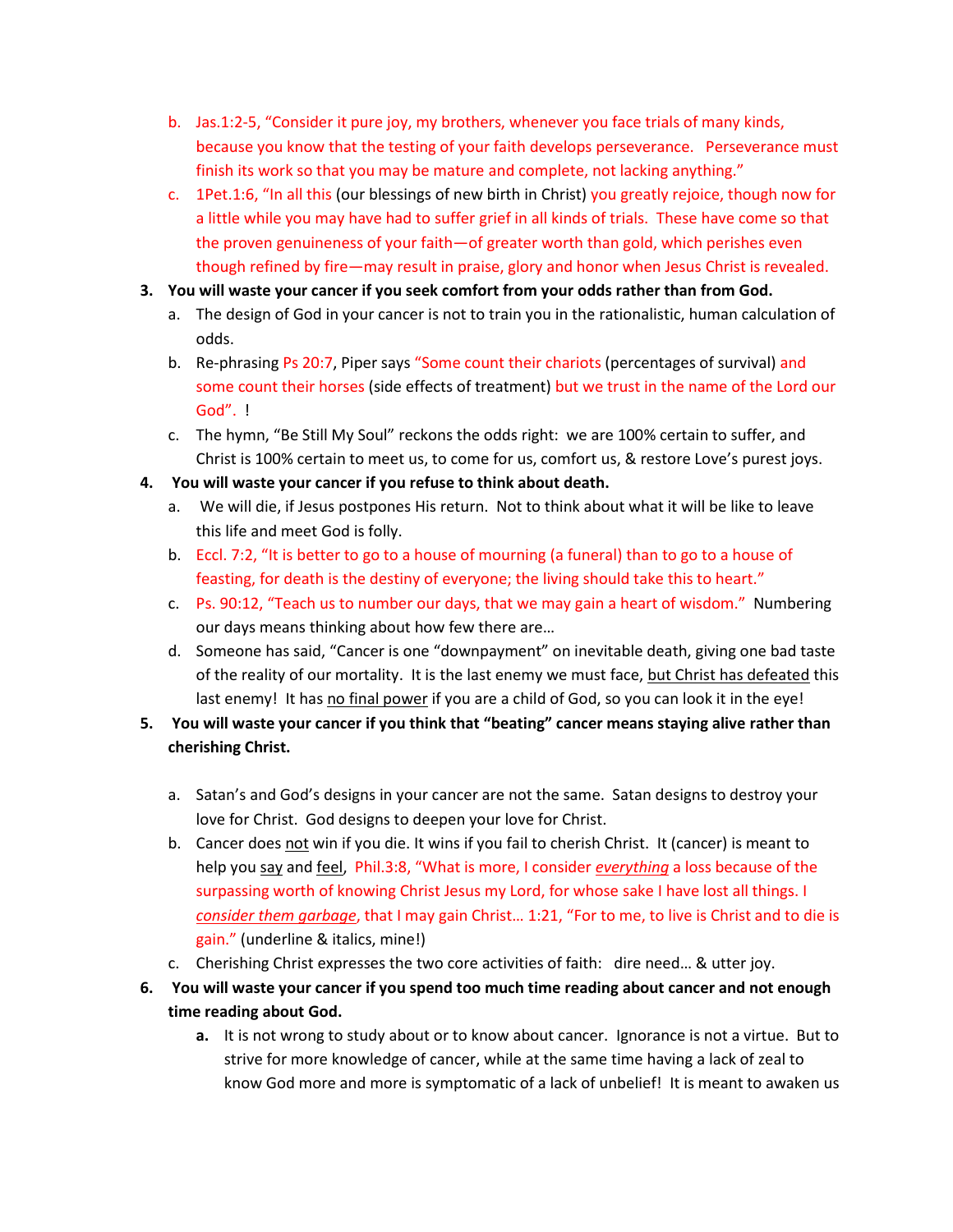b. Jas.1:2-5, "Consider it pure joy, my brothers, whenever you face trials of many kinds, because you know that the testing of your faith develops perseverance. Perseverance must finish its work so that you may be mature and complete, not lacking anything."

c. 1Pet.1:6, "In all this (our blessings of new birth in Christ) you greatly rejoice, though now for a little while you may have had to suffer grief in all kinds of trials. These have come so that the proven genuineness of your faith—of greater worth than gold, which perishes even though refined by fire—may result in praise, glory and honor when Jesus Christ is revealed.

3. **You will waste your cancer if you seek comfort from your odds rather than from God.**
   a. The design of God in your cancer is not to train you in the rationalistic, human calculation of odds.
   b. Re-phrasing Ps 20:7, Piper says "Some count their chariots (percentages of survival) and some count their horses (side effects of treatment) but we trust in the name of the Lord our God". !
   c. The hymn, "Be Still My Soul" reckons the odds right: we are 100% certain to suffer, and Christ is 100% certain to meet us, to come for us, comfort us, & restore Love's purest joys.

4. **You will waste your cancer if you refuse to think about death.**
   a. We will die, if Jesus postpones His return. Not to think about what it will be like to leave this life and meet God is folly.
   b. Eccl. 7:2, "It is better to go to a house of mourning (a funeral) than to go to a house of feasting, for death is the destiny of everyone; the living should take this to heart."
   c. Ps. 90:12, "Teach us to number our days, that we may gain a heart of wisdom." Numbering our days means thinking about how few there are…
   d. Someone has said, "Cancer is one "downpayment" on inevitable death, giving one bad taste of the reality of our mortality. It is the last enemy we must face, <u>but Christ has defeated</u> this last enemy! It has <u>no final power</u> if you are a child of God, so you can look it in the eye!

5. **You will waste your cancer if you think that "beating" cancer means staying alive rather than cherishing Christ.**
   a. Satan's and God's designs in your cancer are not the same. Satan designs to destroy your love for Christ. God designs to deepen your love for Christ.
   b. Cancer does <u>not</u> win if you die. It wins if you fail to cherish Christ. It (cancer) is meant to help you <u>say</u> and <u>feel</u>, Phil.3:8, "What is more, I consider <u>*everything*</u> a loss because of the surpassing worth of knowing Christ Jesus my Lord, for whose sake I have lost all things. I <u>*consider them garbage*</u>, that I may gain Christ… 1:21, "For to me, to live is Christ and to die is gain." (underline & italics, mine!)
   c. Cherishing Christ expresses the two core activities of faith: dire need… & utter joy.

6. **You will waste your cancer if you spend too much time reading about cancer and not enough time reading about God.**
   **a.** It is not wrong to study about or to know about cancer. Ignorance is not a virtue. But to strive for more knowledge of cancer, while at the same time having a lack of zeal to know God more and more is symptomatic of a lack of unbelief! It is meant to awaken us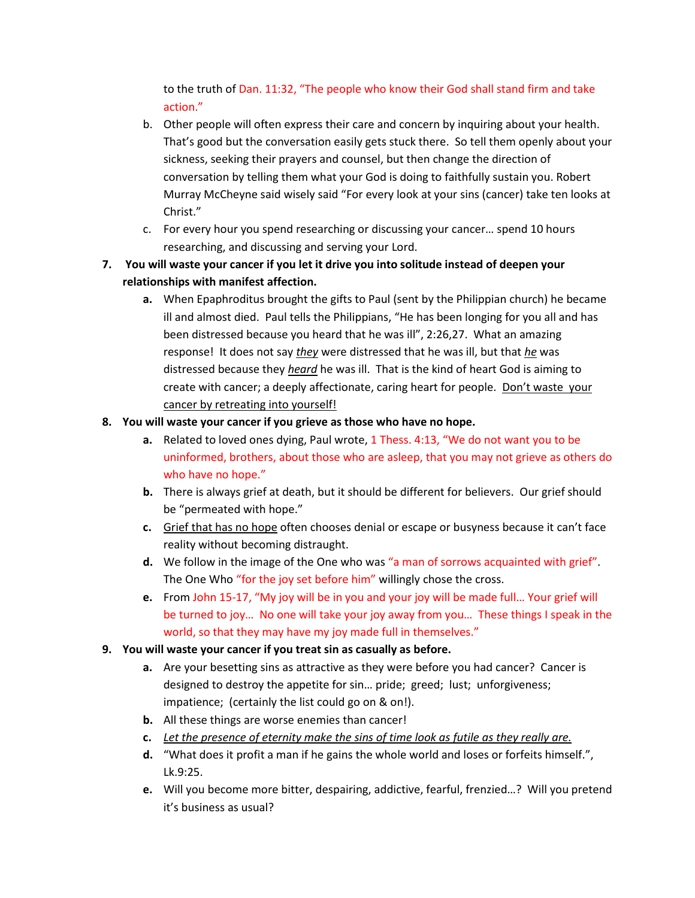to the truth of Dan. 11:32, "The people who know their God shall stand firm and take action."

b. Other people will often express their care and concern by inquiring about your health. That's good but the conversation easily gets stuck there. So tell them openly about your sickness, seeking their prayers and counsel, but then change the direction of conversation by telling them what your God is doing to faithfully sustain you. Robert Murray McCheyne said wisely said "For every look at your sins (cancer) take ten looks at Christ."

c. For every hour you spend researching or discussing your cancer… spend 10 hours researching, and discussing and serving your Lord.

7. **You will waste your cancer if you let it drive you into solitude instead of deepen your relationships with manifest affection.**
   a. When Epaphroditus brought the gifts to Paul (sent by the Philippian church) he became ill and almost died. Paul tells the Philippians, "He has been longing for you all and has been distressed because you heard that he was ill", 2:26,27. What an amazing response! It does not say <u>*they*</u> were distressed that he was ill, but that <u>*he*</u> was distressed because they <u>*heard*</u> he was ill. That is the kind of heart God is aiming to create with cancer; a deeply affectionate, caring heart for people. <u>Don't waste your cancer by retreating into yourself!</u>

8. **You will waste your cancer if you grieve as those who have no hope.**
   a. Related to loved ones dying, Paul wrote, 1 Thess. 4:13, "We do not want you to be uninformed, brothers, about those who are asleep, that you may not grieve as others do who have no hope."
   b. There is always grief at death, but it should be different for believers. Our grief should be "permeated with hope."
   c. <u>Grief that has no hope</u> often chooses denial or escape or busyness because it can't face reality without becoming distraught.
   d. We follow in the image of the One who was "a man of sorrows acquainted with grief". The One Who "for the joy set before him" willingly chose the cross.
   e. From John 15-17, "My joy will be in you and your joy will be made full… Your grief will be turned to joy… No one will take your joy away from you… These things I speak in the world, so that they may have my joy made full in themselves."

9. **You will waste your cancer if you treat sin as casually as before.**
   a. Are your besetting sins as attractive as they were before you had cancer? Cancer is designed to destroy the appetite for sin… pride; greed; lust; unforgiveness; impatience; (certainly the list could go on & on!).
   b. All these things are worse enemies than cancer!
   c. <u>*Let the presence of eternity make the sins of time look as futile as they really are.*</u>
   d. "What does it profit a man if he gains the whole world and loses or forfeits himself.", Lk.9:25.
   e. Will you become more bitter, despairing, addictive, fearful, frenzied…? Will you pretend it's business as usual?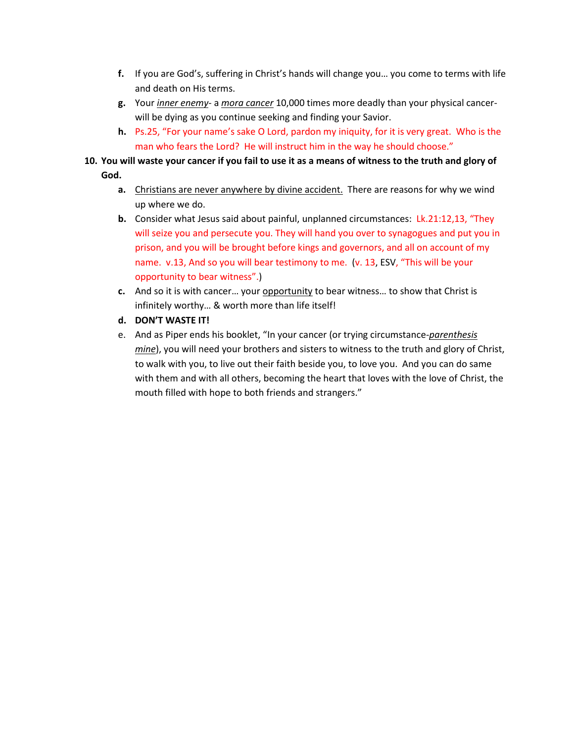f. If you are God's, suffering in Christ's hands will change you… you come to terms with life and death on His terms.

g. Your *__inner enemy__*- a *__mora cancer__* 10,000 times more deadly than your physical cancer- will be dying as you continue seeking and finding your Savior.

h. Ps.25, "For your name's sake O Lord, pardon my iniquity, for it is very great. Who is the man who fears the Lord? He will instruct him in the way he should choose."

**10. You will waste your cancer if you fail to use it as a means of witness to the truth and glory of God.**

a. __Christians are never anywhere by divine accident.__ There are reasons for why we wind up where we do.

b. Consider what Jesus said about painful, unplanned circumstances: Lk.21:12,13, "They will seize you and persecute you. They will hand you over to synagogues and put you in prison, and you will be brought before kings and governors, and all on account of my name. v.13, And so you will bear testimony to me. (v. 13, ESV, "This will be your opportunity to bear witness".)

c. And so it is with cancer… your __opportunity__ to bear witness… to show that Christ is infinitely worthy… & worth more than life itself!

d. **DON'T WASTE IT!**

e. And as Piper ends his booklet, "In your cancer (or trying circumstance-*__parenthesis mine__*), you will need your brothers and sisters to witness to the truth and glory of Christ, to walk with you, to live out their faith beside you, to love you. And you can do same with them and with all others, becoming the heart that loves with the love of Christ, the mouth filled with hope to both friends and strangers."